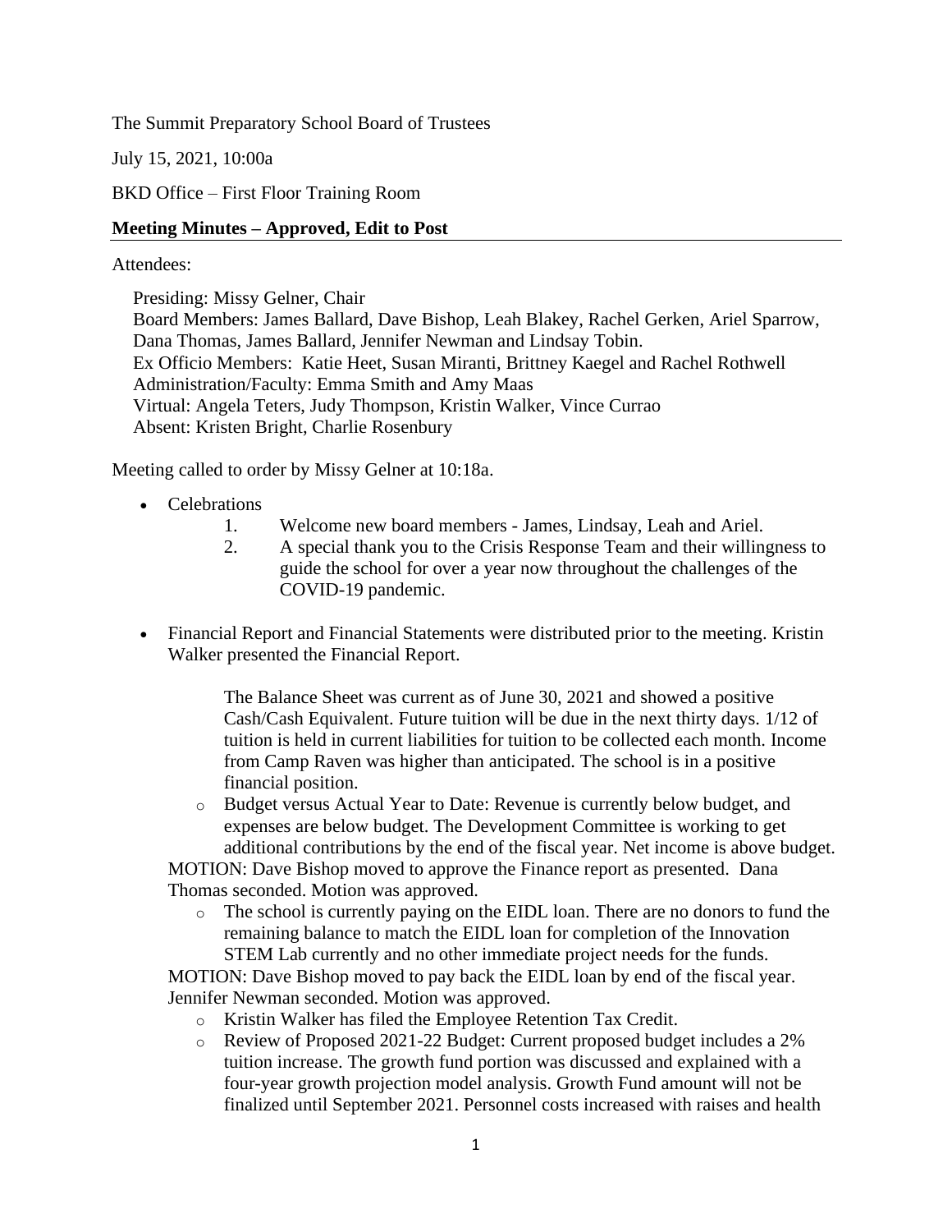The Summit Preparatory School Board of Trustees

July 15, 2021, 10:00a

BKD Office – First Floor Training Room

**Meeting Minutes – Approved, Edit to Post**

Attendees:

Presiding: Missy Gelner, Chair
Board Members: James Ballard, Dave Bishop, Leah Blakey, Rachel Gerken, Ariel Sparrow, Dana Thomas, James Ballard, Jennifer Newman and Lindsay Tobin.
Ex Officio Members: Katie Heet, Susan Miranti, Brittney Kaegel and Rachel Rothwell
Administration/Faculty: Emma Smith and Amy Maas
Virtual: Angela Teters, Judy Thompson, Kristin Walker, Vince Currao
Absent: Kristen Bright, Charlie Rosenbury

Meeting called to order by Missy Gelner at 10:18a.

- Celebrations
    1. Welcome new board members - James, Lindsay, Leah and Ariel.
    2. A special thank you to the Crisis Response Team and their willingness to guide the school for over a year now throughout the challenges of the COVID-19 pandemic.

- Financial Report and Financial Statements were distributed prior to the meeting. Kristin Walker presented the Financial Report.

    The Balance Sheet was current as of June 30, 2021 and showed a positive Cash/Cash Equivalent. Future tuition will be due in the next thirty days. 1/12 of tuition is held in current liabilities for tuition to be collected each month. Income from Camp Raven was higher than anticipated. The school is in a positive financial position.

    - Budget versus Actual Year to Date: Revenue is currently below budget, and expenses are below budget. The Development Committee is working to get additional contributions by the end of the fiscal year. Net income is above budget.

    MOTION: Dave Bishop moved to approve the Finance report as presented. Dana Thomas seconded. Motion was approved.

    - The school is currently paying on the EIDL loan. There are no donors to fund the remaining balance to match the EIDL loan for completion of the Innovation STEM Lab currently and no other immediate project needs for the funds.

    MOTION: Dave Bishop moved to pay back the EIDL loan by end of the fiscal year. Jennifer Newman seconded. Motion was approved.

    - Kristin Walker has filed the Employee Retention Tax Credit.
    - Review of Proposed 2021-22 Budget: Current proposed budget includes a 2% tuition increase. The growth fund portion was discussed and explained with a four-year growth projection model analysis. Growth Fund amount will not be finalized until September 2021. Personnel costs increased with raises and health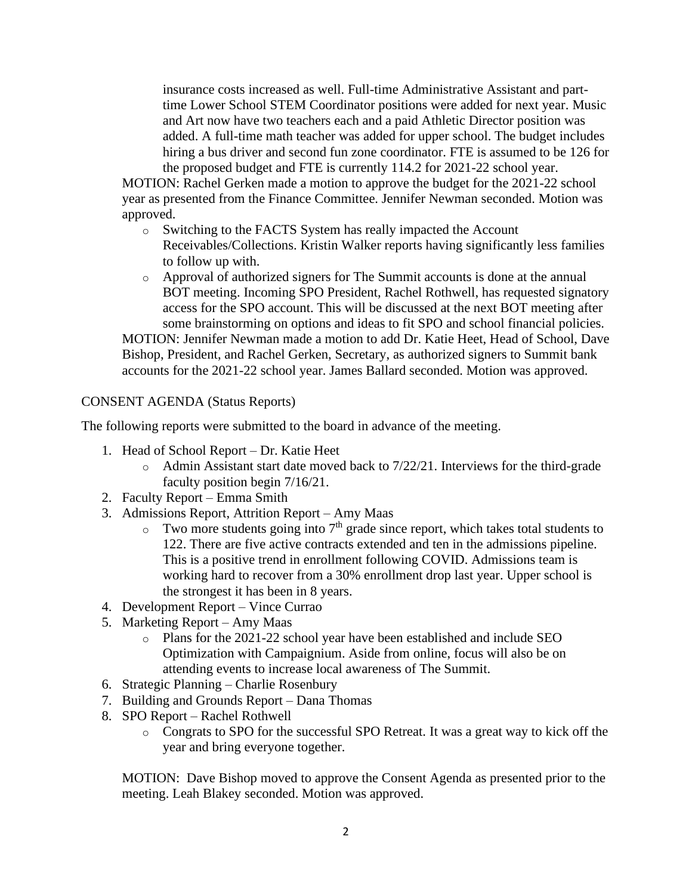insurance costs increased as well. Full-time Administrative Assistant and part-time Lower School STEM Coordinator positions were added for next year. Music and Art now have two teachers each and a paid Athletic Director position was added. A full-time math teacher was added for upper school. The budget includes hiring a bus driver and second fun zone coordinator. FTE is assumed to be 126 for the proposed budget and FTE is currently 114.2 for 2021-22 school year.

MOTION: Rachel Gerken made a motion to approve the budget for the 2021-22 school year as presented from the Finance Committee. Jennifer Newman seconded. Motion was approved.

- Switching to the FACTS System has really impacted the Account Receivables/Collections. Kristin Walker reports having significantly less families to follow up with.
- Approval of authorized signers for The Summit accounts is done at the annual BOT meeting. Incoming SPO President, Rachel Rothwell, has requested signatory access for the SPO account. This will be discussed at the next BOT meeting after some brainstorming on options and ideas to fit SPO and school financial policies.

MOTION: Jennifer Newman made a motion to add Dr. Katie Heet, Head of School, Dave Bishop, President, and Rachel Gerken, Secretary, as authorized signers to Summit bank accounts for the 2021-22 school year. James Ballard seconded. Motion was approved.

CONSENT AGENDA (Status Reports)

The following reports were submitted to the board in advance of the meeting.

1. Head of School Report – Dr. Katie Heet
   - Admin Assistant start date moved back to 7/22/21. Interviews for the third-grade faculty position begin 7/16/21.
2. Faculty Report – Emma Smith
3. Admissions Report, Attrition Report – Amy Maas
   - Two more students going into 7th grade since report, which takes total students to 122. There are five active contracts extended and ten in the admissions pipeline. This is a positive trend in enrollment following COVID. Admissions team is working hard to recover from a 30% enrollment drop last year. Upper school is the strongest it has been in 8 years.
4. Development Report – Vince Currao
5. Marketing Report – Amy Maas
   - Plans for the 2021-22 school year have been established and include SEO Optimization with Campaignium. Aside from online, focus will also be on attending events to increase local awareness of The Summit.
6. Strategic Planning – Charlie Rosenbury
7. Building and Grounds Report – Dana Thomas
8. SPO Report – Rachel Rothwell
   - Congrats to SPO for the successful SPO Retreat. It was a great way to kick off the year and bring everyone together.

MOTION: Dave Bishop moved to approve the Consent Agenda as presented prior to the meeting. Leah Blakey seconded. Motion was approved.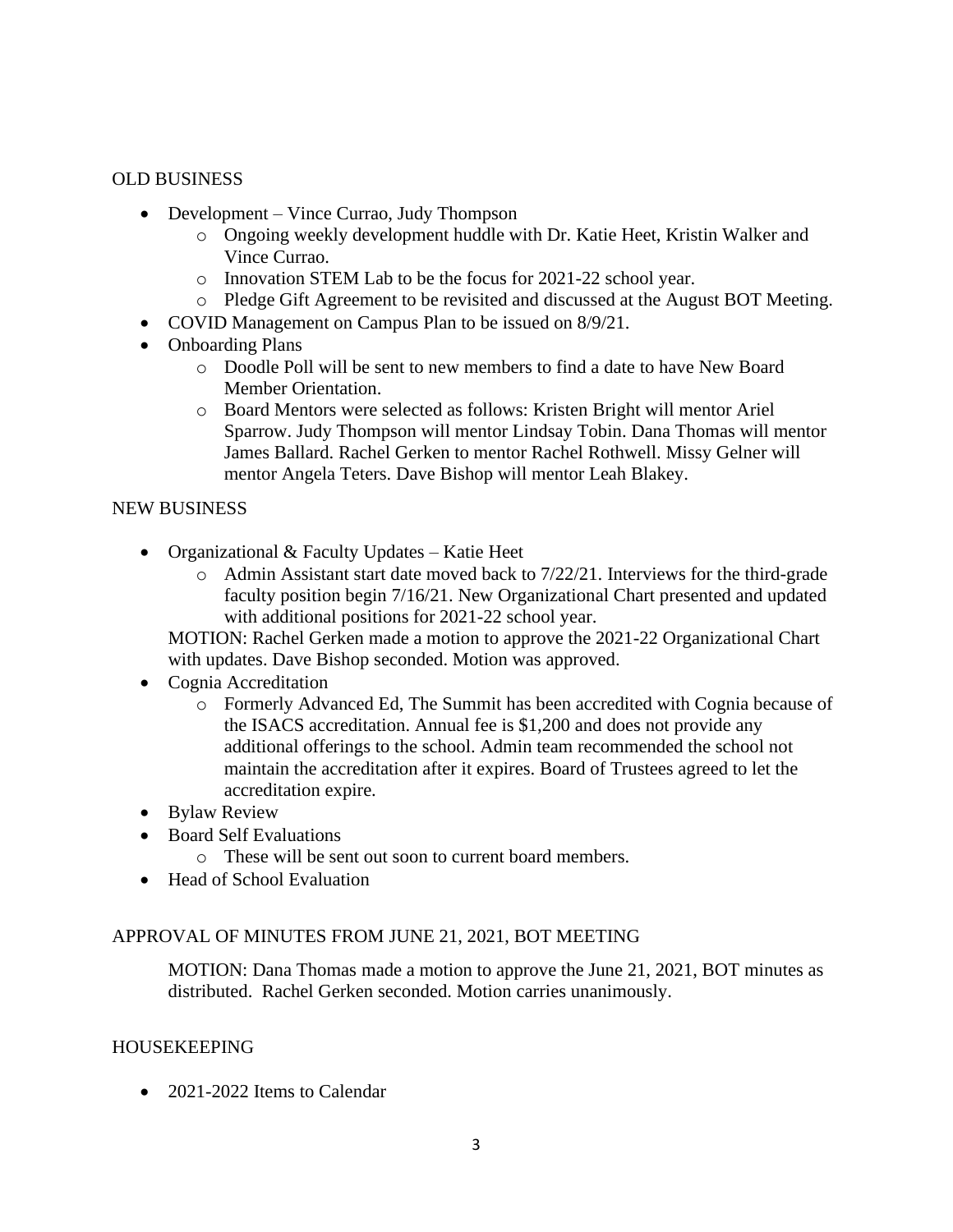OLD BUSINESS

- Development – Vince Currao, Judy Thompson
  - Ongoing weekly development huddle with Dr. Katie Heet, Kristin Walker and Vince Currao.
  - Innovation STEM Lab to be the focus for 2021-22 school year.
  - Pledge Gift Agreement to be revisited and discussed at the August BOT Meeting.
- COVID Management on Campus Plan to be issued on 8/9/21.
- Onboarding Plans
  - Doodle Poll will be sent to new members to find a date to have New Board Member Orientation.
  - Board Mentors were selected as follows: Kristen Bright will mentor Ariel Sparrow. Judy Thompson will mentor Lindsay Tobin. Dana Thomas will mentor James Ballard. Rachel Gerken to mentor Rachel Rothwell. Missy Gelner will mentor Angela Teters. Dave Bishop will mentor Leah Blakey.

NEW BUSINESS

- Organizational & Faculty Updates – Katie Heet
  - Admin Assistant start date moved back to 7/22/21. Interviews for the third-grade faculty position begin 7/16/21. New Organizational Chart presented and updated with additional positions for 2021-22 school year.

  MOTION: Rachel Gerken made a motion to approve the 2021-22 Organizational Chart with updates. Dave Bishop seconded. Motion was approved.
- Cognia Accreditation
  - Formerly Advanced Ed, The Summit has been accredited with Cognia because of the ISACS accreditation. Annual fee is $1,200 and does not provide any additional offerings to the school. Admin team recommended the school not maintain the accreditation after it expires. Board of Trustees agreed to let the accreditation expire.
- Bylaw Review
- Board Self Evaluations
  - These will be sent out soon to current board members.
- Head of School Evaluation

APPROVAL OF MINUTES FROM JUNE 21, 2021, BOT MEETING

MOTION: Dana Thomas made a motion to approve the June 21, 2021, BOT minutes as distributed. Rachel Gerken seconded. Motion carries unanimously.

HOUSEKEEPING

- 2021-2022 Items to Calendar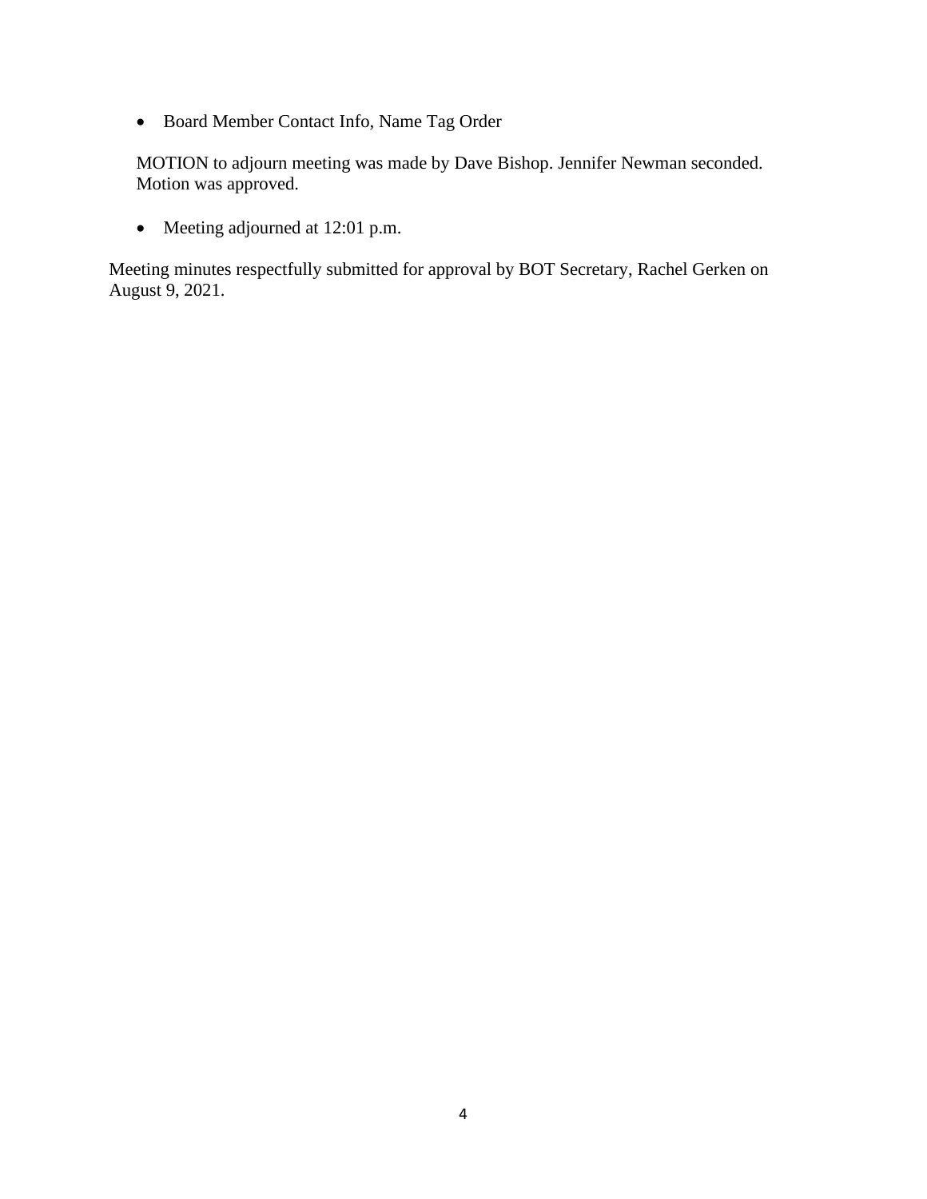- Board Member Contact Info, Name Tag Order

MOTION to adjourn meeting was made by Dave Bishop. Jennifer Newman seconded. Motion was approved.

- Meeting adjourned at 12:01 p.m.

Meeting minutes respectfully submitted for approval by BOT Secretary, Rachel Gerken on August 9, 2021.